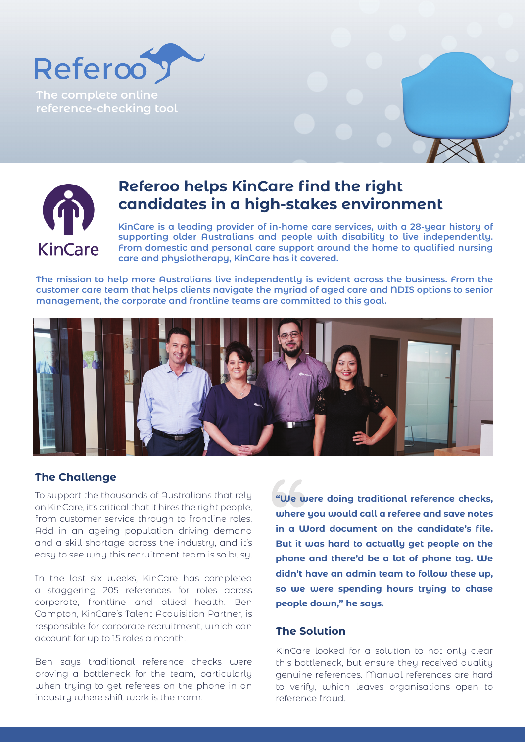Referoo

The complete online reference-checking tool

KinCare

# Referoo helps KinCare find the right candidates in a high-stakes environment

**KinCare is a leading provider of in-home care services, with a 28-year history of supporting older Australians and people with disability to live independently. From domestic and personal care support around the home to qualified nursing care and physiotherapy, KinCare has it covered.**

**The mission to help more Australians live independently is evident across the business. From the customer care team that helps clients navigate the myriad of aged care and NDIS options to senior management, the corporate and frontline teams are committed to this goal.**

## The Challenge

To support the thousands of Australians that rely on KinCare, it's critical that it hires the right people, from customer service through to frontline roles. Add in an ageing population driving demand and a skill shortage across the industry, and it's easy to see why this recruitment team is so busy.

In the last six weeks, KinCare has completed a staggering 205 references for roles across corporate, frontline and allied health. Ben Campton, KinCare's Talent Acquisition Partner, is responsible for corporate recruitment, which can account for up to 15 roles a month.

Ben says traditional reference checks were proving a bottleneck for the team, particularly when trying to get referees on the phone in an industry where shift work is the norm.

**"We were doing traditional reference checks, where you would call a referee and save notes in a Word document on the candidate's file. But it was hard to actually get people on the phone and there'd be a lot of phone tag. We didn't have an admin team to follow these up, so we were spending hours trying to chase people down," he says.**

## The Solution

KinCare looked for a solution to not only clear this bottleneck, but ensure they received quality genuine references. Manual references are hard to verify, which leaves organisations open to reference fraud.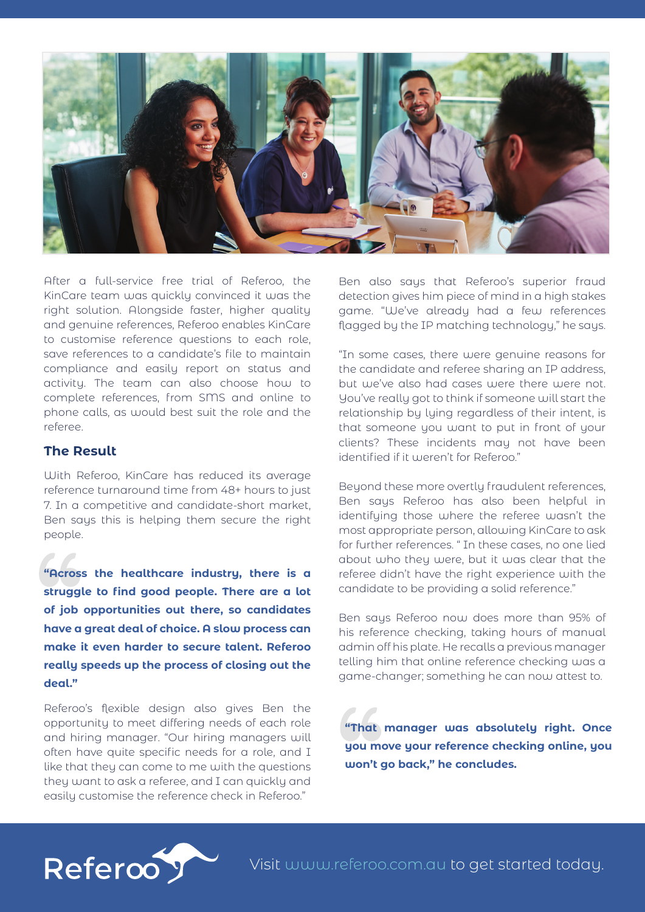After a full-service free trial of Referoo, the KinCare team was quickly convinced it was the right solution. Alongside faster, higher quality and genuine references, Referoo enables KinCare to customise reference questions to each role, save references to a candidate's file to maintain compliance and easily report on status and activity. The team can also choose how to complete references, from SMS and online to phone calls, as would best suit the role and the referee.

### The Result

With Referoo, KinCare has reduced its average reference turnaround time from 48+ hours to just 7. In a competitive and candidate-short market, Ben says this is helping them secure the right people.

> **"Across the healthcare industry, there is a struggle to find good people. There are a lot of job opportunities out there, so candidates have a great deal of choice. A slow process can make it even harder to secure talent. Referoo really speeds up the process of closing out the deal."**

Referoo's flexible design also gives Ben the opportunity to meet differing needs of each role and hiring manager. "Our hiring managers will often have quite specific needs for a role, and I like that they can come to me with the questions they want to ask a referee, and I can quickly and easily customise the reference check in Referoo."

Ben also says that Referoo's superior fraud detection gives him piece of mind in a high stakes game. "We've already had a few references flagged by the IP matching technology," he says.

"In some cases, there were genuine reasons for the candidate and referee sharing an IP address, but we've also had cases were there were not. You've really got to think if someone will start the relationship by lying regardless of their intent, is that someone you want to put in front of your clients? These incidents may not have been identified if it weren't for Referoo."

Beyond these more overtly fraudulent references, Ben says Referoo has also been helpful in identifying those where the referee wasn't the most appropriate person, allowing KinCare to ask for further references. " In these cases, no one lied about who they were, but it was clear that the referee didn't have the right experience with the candidate to be providing a solid reference."

Ben says Referoo now does more than 95% of his reference checking, taking hours of manual admin off his plate. He recalls a previous manager telling him that online reference checking was a game-changer; something he can now attest to.

> **"That manager was absolutely right. Once you move your reference checking online, you won't go back," he concludes.**

Referoo

Visit www.referoo.com.au to get started today.